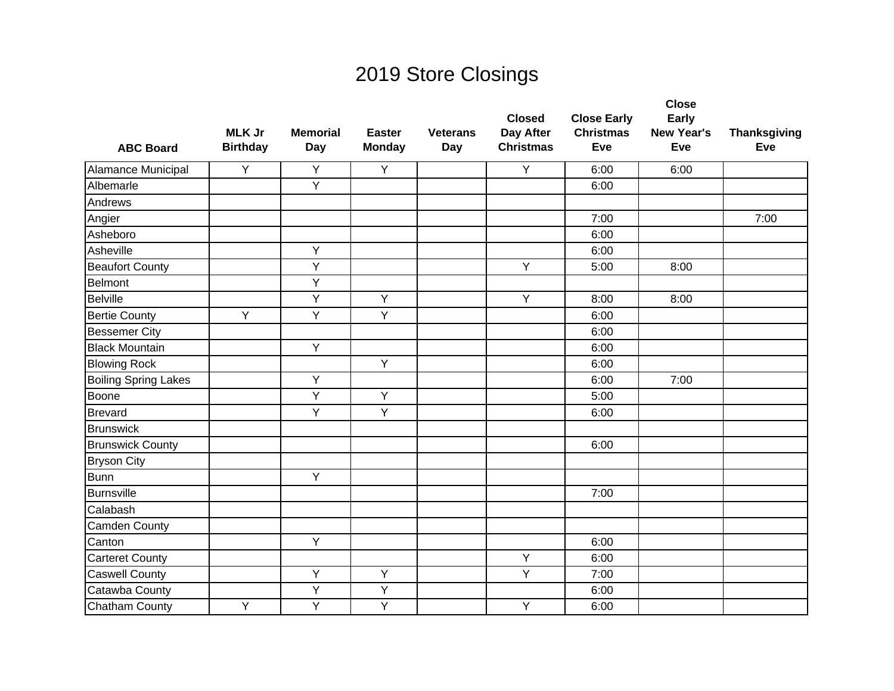# 2019 Store Closings

| ABC Board | MLK Jr Birthday | Memorial Day | Easter Monday | Veterans Day | Closed Day After Christmas | Close Early Christmas Eve | Close Early New Year's Eve | Thanksgiving Eve |
|---|---|---|---|---|---|---|---|---|
| Alamance Municipal | Y | Y | Y | | Y | 6:00 | 6:00 | |
| Albemarle | | Y | | | | 6:00 | | |
| Andrews | | | | | | | | |
| Angier | | | | | | 7:00 | | 7:00 |
| Asheboro | | | | | | 6:00 | | |
| Asheville | | Y | | | | 6:00 | | |
| Beaufort County | | Y | | | Y | 5:00 | 8:00 | |
| Belmont | | Y | | | | | | |
| Belville | | Y | Y | | Y | 8:00 | 8:00 | |
| Bertie County | Y | Y | Y | | | 6:00 | | |
| Bessemer City | | | | | | 6:00 | | |
| Black Mountain | | Y | | | | 6:00 | | |
| Blowing Rock | | | Y | | | 6:00 | | |
| Boiling Spring Lakes | | Y | | | | 6:00 | 7:00 | |
| Boone | | Y | Y | | | 5:00 | | |
| Brevard | | Y | Y | | | 6:00 | | |
| Brunswick | | | | | | | | |
| Brunswick County | | | | | | 6:00 | | |
| Bryson City | | | | | | | | |
| Bunn | | Y | | | | | | |
| Burnsville | | | | | | 7:00 | | |
| Calabash | | | | | | | | |
| Camden County | | | | | | | | |
| Canton | | Y | | | | 6:00 | | |
| Carteret County | | | | | Y | 6:00 | | |
| Caswell County | | Y | Y | | Y | 7:00 | | |
| Catawba County | | Y | Y | | | 6:00 | | |
| Chatham County | Y | Y | Y | | Y | 6:00 | | |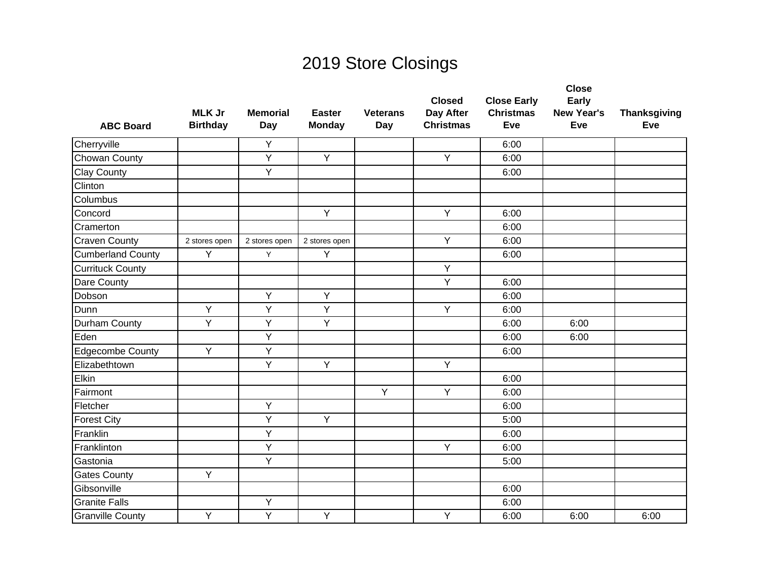# 2019 Store Closings

| ABC Board | MLK Jr Birthday | Memorial Day | Easter Monday | Veterans Day | Closed Day After Christmas | Close Early Christmas Eve | Close Early New Year's Eve | Thanksgiving Eve |
|---|---|---|---|---|---|---|---|---|
| Cherryville | | Y | | | | 6:00 | | |
| Chowan County | | Y | Y | | Y | 6:00 | | |
| Clay County | | Y | | | | 6:00 | | |
| Clinton | | | | | | | | |
| Columbus | | | | | | | | |
| Concord | | | Y | | Y | 6:00 | | |
| Cramerton | | | | | | 6:00 | | |
| Craven County | 2 stores open | 2 stores open | 2 stores open | | Y | 6:00 | | |
| Cumberland County | Y | Y | Y | | | 6:00 | | |
| Currituck County | | | | | Y | | | |
| Dare County | | | | | Y | 6:00 | | |
| Dobson | | Y | Y | | | 6:00 | | |
| Dunn | Y | Y | Y | | Y | 6:00 | | |
| Durham County | Y | Y | Y | | | 6:00 | 6:00 | |
| Eden | | Y | | | | 6:00 | 6:00 | |
| Edgecombe County | Y | Y | | | | 6:00 | | |
| Elizabethtown | | Y | Y | | Y | | | |
| Elkin | | | | | | 6:00 | | |
| Fairmont | | | | Y | Y | 6:00 | | |
| Fletcher | | Y | | | | 6:00 | | |
| Forest City | | Y | Y | | | 5:00 | | |
| Franklin | | Y | | | | 6:00 | | |
| Franklinton | | Y | | | Y | 6:00 | | |
| Gastonia | | Y | | | | 5:00 | | |
| Gates County | Y | | | | | | | |
| Gibsonville | | | | | | 6:00 | | |
| Granite Falls | | Y | | | | 6:00 | | |
| Granville County | Y | Y | Y | | Y | 6:00 | 6:00 | 6:00 |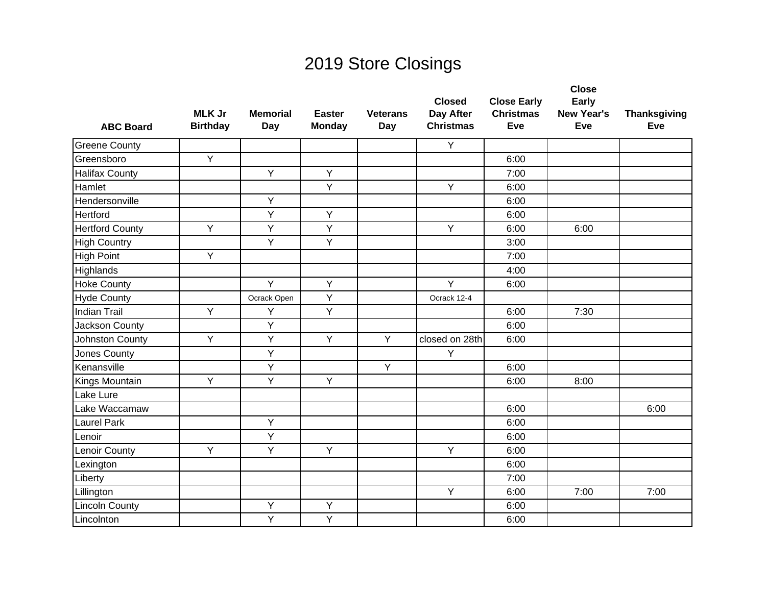# 2019 Store Closings

| ABC Board | MLK Jr Birthday | Memorial Day | Easter Monday | Veterans Day | Closed Day After Christmas | Close Early Christmas Eve | Close Early New Year's Eve | Thanksgiving Eve |
|---|---|---|---|---|---|---|---|---|
| Greene County | | | | | Y | | | |
| Greensboro | Y | | | | | 6:00 | | |
| Halifax County | | Y | Y | | | 7:00 | | |
| Hamlet | | | Y | | Y | 6:00 | | |
| Hendersonville | | Y | | | | 6:00 | | |
| Hertford | | Y | Y | | | 6:00 | | |
| Hertford County | Y | Y | Y | | Y | 6:00 | 6:00 | |
| High Country | | Y | Y | | | 3:00 | | |
| High Point | Y | | | | | 7:00 | | |
| Highlands | | | | | | 4:00 | | |
| Hoke County | | Y | Y | | Y | 6:00 | | |
| Hyde County | | Ocrack Open | Y | | Ocrack 12-4 | | | |
| Indian Trail | Y | Y | Y | | | 6:00 | 7:30 | |
| Jackson County | | Y | | | | 6:00 | | |
| Johnston County | Y | Y | Y | Y | closed on 28th | 6:00 | | |
| Jones County | | Y | | | Y | | | |
| Kenansville | | Y | | Y | | 6:00 | | |
| Kings Mountain | Y | Y | Y | | | 6:00 | 8:00 | |
| Lake Lure | | | | | | | | |
| Lake Waccamaw | | | | | | 6:00 | | 6:00 |
| Laurel Park | | Y | | | | 6:00 | | |
| Lenoir | | Y | | | | 6:00 | | |
| Lenoir County | Y | Y | Y | | Y | 6:00 | | |
| Lexington | | | | | | 6:00 | | |
| Liberty | | | | | | 7:00 | | |
| Lillington | | | | | Y | 6:00 | 7:00 | 7:00 |
| Lincoln County | | Y | Y | | | 6:00 | | |
| Lincolnton | | Y | Y | | | 6:00 | | |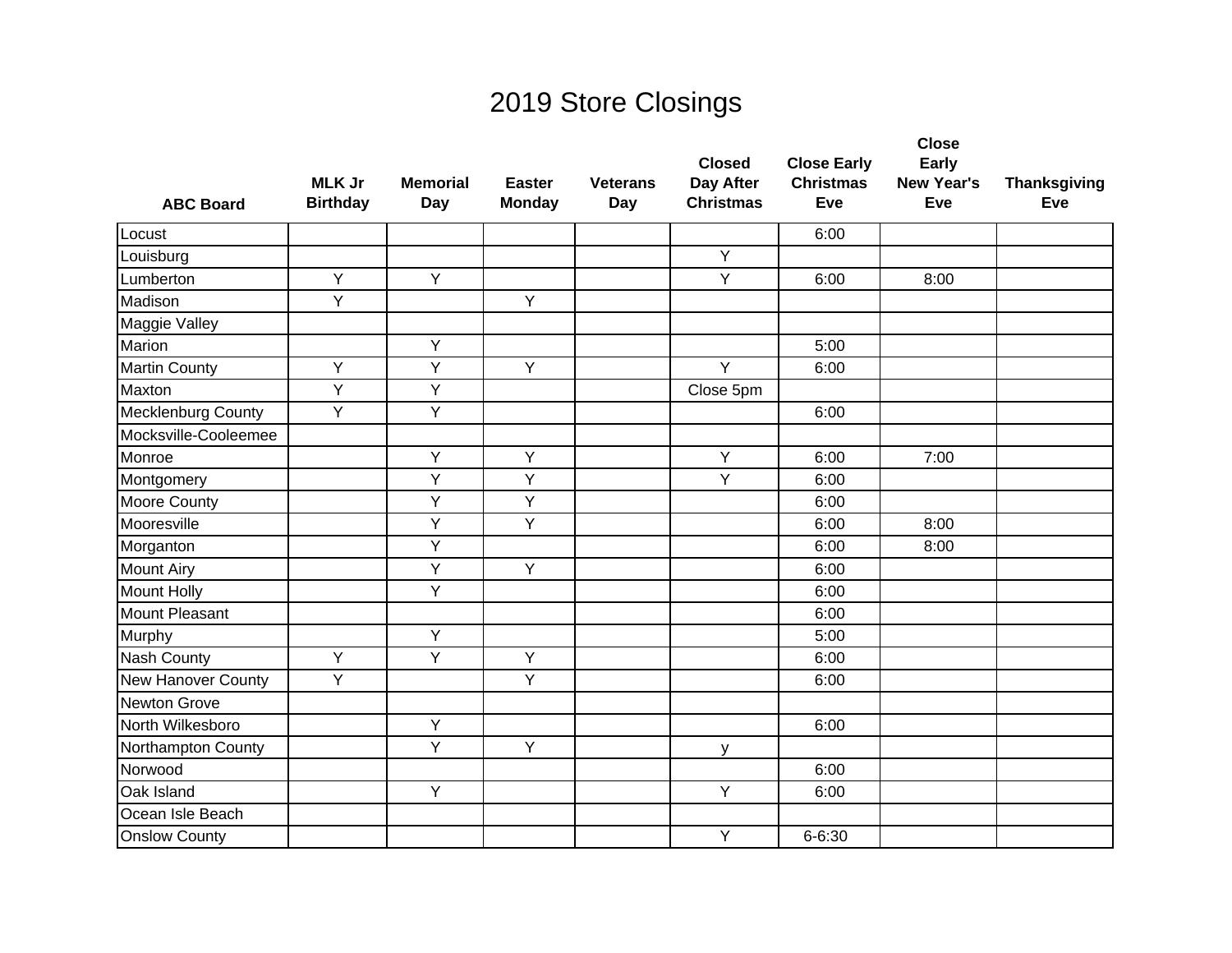# 2019 Store Closings

| ABC Board | MLK Jr Birthday | Memorial Day | Easter Monday | Veterans Day | Closed Day After Christmas | Close Early Christmas Eve | Close Early New Year's Eve | Thanksgiving Eve |
|---|---|---|---|---|---|---|---|---|
| Locust | | | | | | 6:00 | | |
| Louisburg | | | | | Y | | | |
| Lumberton | Y | Y | | | Y | 6:00 | 8:00 | |
| Madison | Y | | Y | | | | | |
| Maggie Valley | | | | | | | | |
| Marion | | Y | | | | 5:00 | | |
| Martin County | Y | Y | Y | | Y | 6:00 | | |
| Maxton | Y | Y | | | Close 5pm | | | |
| Mecklenburg County | Y | Y | | | | 6:00 | | |
| Mocksville-Cooleemee | | | | | | | | |
| Monroe | | Y | Y | | Y | 6:00 | 7:00 | |
| Montgomery | | Y | Y | | Y | 6:00 | | |
| Moore County | | Y | Y | | | 6:00 | | |
| Mooresville | | Y | Y | | | 6:00 | 8:00 | |
| Morganton | | Y | | | | 6:00 | 8:00 | |
| Mount Airy | | Y | Y | | | 6:00 | | |
| Mount Holly | | Y | | | | 6:00 | | |
| Mount Pleasant | | | | | | 6:00 | | |
| Murphy | | Y | | | | 5:00 | | |
| Nash County | Y | Y | Y | | | 6:00 | | |
| New Hanover County | Y | | Y | | | 6:00 | | |
| Newton Grove | | | | | | | | |
| North Wilkesboro | | Y | | | | 6:00 | | |
| Northampton County | | Y | Y | | y | | | |
| Norwood | | | | | | 6:00 | | |
| Oak Island | | Y | | | Y | 6:00 | | |
| Ocean Isle Beach | | | | | | | | |
| Onslow County | | | | | Y | 6-6:30 | | |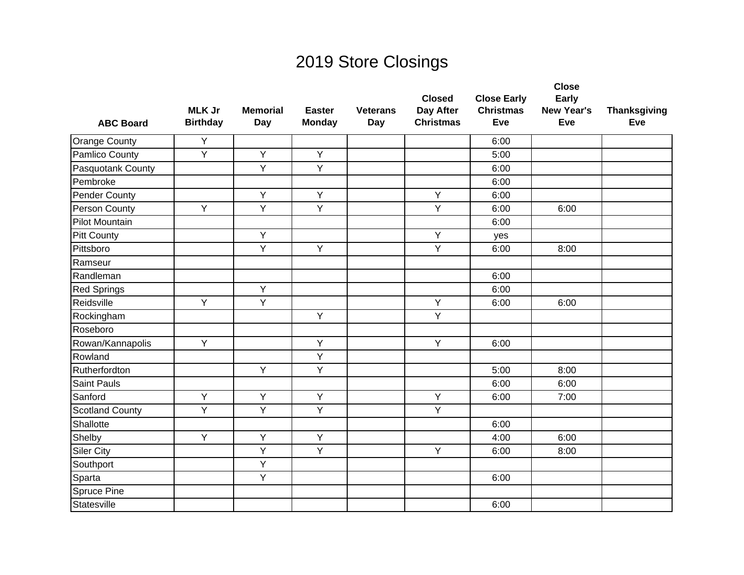# 2019 Store Closings

| ABC Board | MLK Jr Birthday | Memorial Day | Easter Monday | Veterans Day | Closed Day After Christmas | Close Early Christmas Eve | Close Early New Year's Eve | Thanksgiving Eve |
|---|---|---|---|---|---|---|---|---|
| Orange County | Y | | | | | 6:00 | | |
| Pamlico County | Y | Y | Y | | | 5:00 | | |
| Pasquotank County | | Y | Y | | | 6:00 | | |
| Pembroke | | | | | | 6:00 | | |
| Pender County | | Y | Y | | Y | 6:00 | | |
| Person County | Y | Y | Y | | Y | 6:00 | 6:00 | |
| Pilot Mountain | | | | | | 6:00 | | |
| Pitt County | | Y | | | Y | yes | | |
| Pittsboro | | Y | Y | | Y | 6:00 | 8:00 | |
| Ramseur | | | | | | | | |
| Randleman | | | | | | 6:00 | | |
| Red Springs | | Y | | | | 6:00 | | |
| Reidsville | Y | Y | | | Y | 6:00 | 6:00 | |
| Rockingham | | | Y | | Y | | | |
| Roseboro | | | | | | | | |
| Rowan/Kannapolis | Y | | Y | | Y | 6:00 | | |
| Rowland | | | Y | | | | | |
| Rutherfordton | | Y | Y | | | 5:00 | 8:00 | |
| Saint Pauls | | | | | | 6:00 | 6:00 | |
| Sanford | Y | Y | Y | | Y | 6:00 | 7:00 | |
| Scotland County | Y | Y | Y | | Y | | | |
| Shallotte | | | | | | 6:00 | | |
| Shelby | Y | Y | Y | | | 4:00 | 6:00 | |
| Siler City | | Y | Y | | Y | 6:00 | 8:00 | |
| Southport | | Y | | | | | | |
| Sparta | | Y | | | | 6:00 | | |
| Spruce Pine | | | | | | | | |
| Statesville | | | | | | 6:00 | | |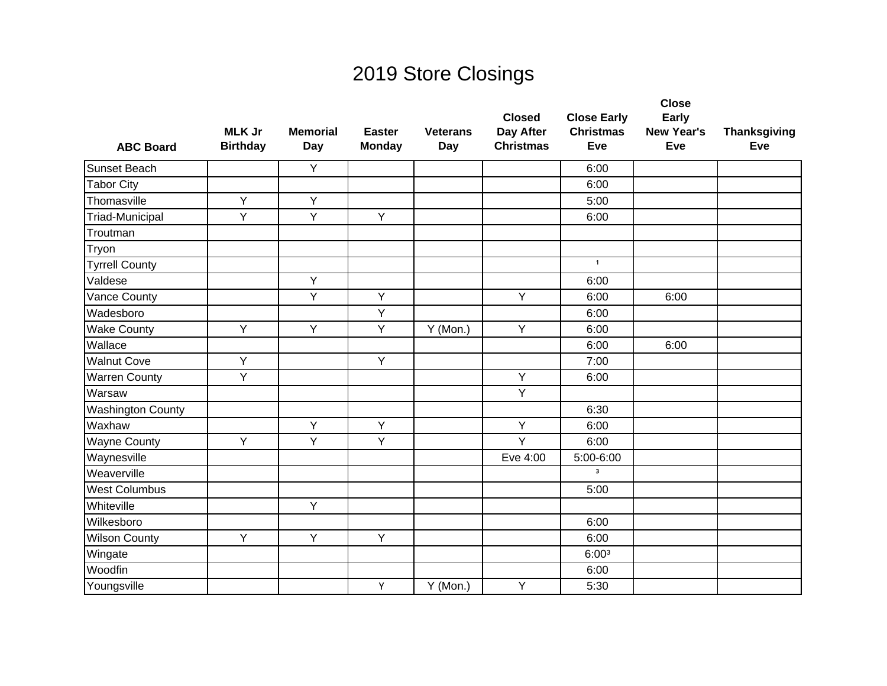# 2019 Store Closings

| ABC Board | MLK Jr Birthday | Memorial Day | Easter Monday | Veterans Day | Closed Day After Christmas | Close Early Christmas Eve | Close Early New Year's Eve | Thanksgiving Eve |
|---|---|---|---|---|---|---|---|---|
| Sunset Beach | | Y | | | | 6:00 | | |
| Tabor City | | | | | | 6:00 | | |
| Thomasville | Y | Y | | | | 5:00 | | |
| Triad-Municipal | Y | Y | Y | | | 6:00 | | |
| Troutman | | | | | | | | |
| Tryon | | | | | | | | |
| Tyrrell County | | | | | | [1] | | |
| Valdese | | Y | | | | 6:00 | | |
| Vance County | | Y | Y | | Y | 6:00 | 6:00 | |
| Wadesboro | | | Y | | | 6:00 | | |
| Wake County | Y | Y | Y | Y (Mon.) | Y | 6:00 | | |
| Wallace | | | | | | 6:00 | 6:00 | |
| Walnut Cove | Y | | Y | | | 7:00 | | |
| Warren County | Y | | | | Y | 6:00 | | |
| Warsaw | | | | | Y | | | |
| Washington County | | | | | | 6:30 | | |
| Waxhaw | | Y | Y | | Y | 6:00 | | |
| Wayne County | Y | Y | Y | | Y | 6:00 | | |
| Waynesville | | | | | Eve 4:00 | 5:00-6:00 | | |
| Weaverville | | | | | | [3] | | |
| West Columbus | | | | | | 5:00 | | |
| Whiteville | | Y | | | | | | |
| Wilkesboro | | | | | | 6:00 | | |
| Wilson County | Y | Y | Y | | | 6:00 | | |
| Wingate | | | | | | 6:00[3] | | |
| Woodfin | | | | | | 6:00 | | |
| Youngsville | | | Y | Y (Mon.) | Y | 5:30 | | |